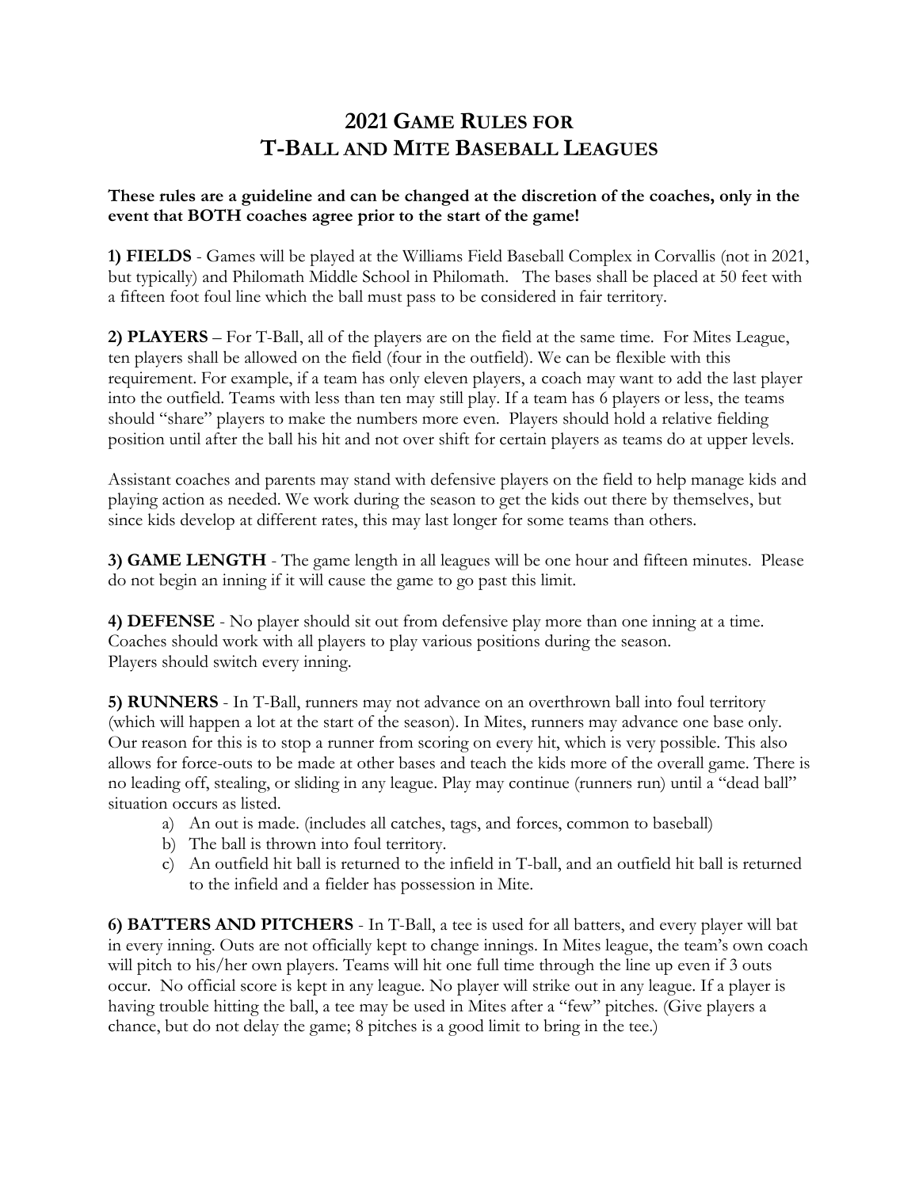# 2021 GAME RULES FOR T-BALL AND MITE BASEBALL LEAGUES

**These rules are a guideline and can be changed at the discretion of the coaches, only in the event that BOTH coaches agree prior to the start of the game!**

**1) FIELDS** - Games will be played at the Williams Field Baseball Complex in Corvallis (not in 2021, but typically) and Philomath Middle School in Philomath. The bases shall be placed at 50 feet with a fifteen foot foul line which the ball must pass to be considered in fair territory.

**2) PLAYERS** – For T-Ball, all of the players are on the field at the same time. For Mites League, ten players shall be allowed on the field (four in the outfield). We can be flexible with this requirement. For example, if a team has only eleven players, a coach may want to add the last player into the outfield. Teams with less than ten may still play. If a team has 6 players or less, the teams should "share" players to make the numbers more even. Players should hold a relative fielding position until after the ball his hit and not over shift for certain players as teams do at upper levels.

Assistant coaches and parents may stand with defensive players on the field to help manage kids and playing action as needed. We work during the season to get the kids out there by themselves, but since kids develop at different rates, this may last longer for some teams than others.

**3) GAME LENGTH** - The game length in all leagues will be one hour and fifteen minutes. Please do not begin an inning if it will cause the game to go past this limit.

**4) DEFENSE** - No player should sit out from defensive play more than one inning at a time. Coaches should work with all players to play various positions during the season. Players should switch every inning.

**5) RUNNERS** - In T-Ball, runners may not advance on an overthrown ball into foul territory (which will happen a lot at the start of the season). In Mites, runners may advance one base only. Our reason for this is to stop a runner from scoring on every hit, which is very possible. This also allows for force-outs to be made at other bases and teach the kids more of the overall game. There is no leading off, stealing, or sliding in any league. Play may continue (runners run) until a "dead ball" situation occurs as listed.

a) An out is made. (includes all catches, tags, and forces, common to baseball)
b) The ball is thrown into foul territory.
c) An outfield hit ball is returned to the infield in T-ball, and an outfield hit ball is returned to the infield and a fielder has possession in Mite.

**6) BATTERS AND PITCHERS** - In T-Ball, a tee is used for all batters, and every player will bat in every inning. Outs are not officially kept to change innings. In Mites league, the team's own coach will pitch to his/her own players. Teams will hit one full time through the line up even if 3 outs occur. No official score is kept in any league. No player will strike out in any league. If a player is having trouble hitting the ball, a tee may be used in Mites after a "few" pitches. (Give players a chance, but do not delay the game; 8 pitches is a good limit to bring in the tee.)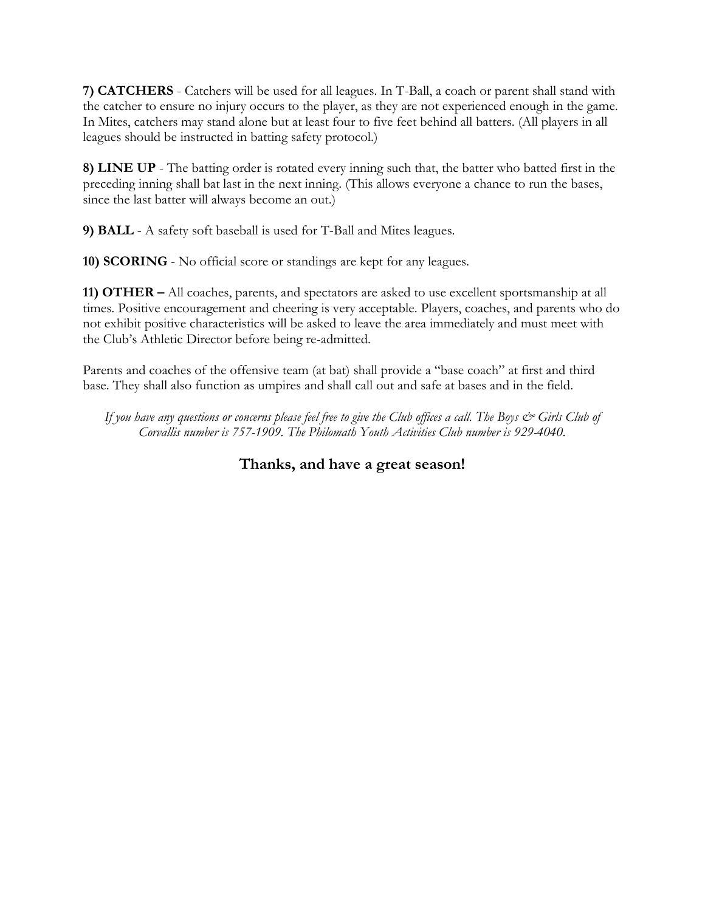**7) CATCHERS** - Catchers will be used for all leagues. In T-Ball, a coach or parent shall stand with the catcher to ensure no injury occurs to the player, as they are not experienced enough in the game. In Mites, catchers may stand alone but at least four to five feet behind all batters. (All players in all leagues should be instructed in batting safety protocol.)

**8) LINE UP** - The batting order is rotated every inning such that, the batter who batted first in the preceding inning shall bat last in the next inning. (This allows everyone a chance to run the bases, since the last batter will always become an out.)

**9) BALL** - A safety soft baseball is used for T-Ball and Mites leagues.

**10) SCORING** - No official score or standings are kept for any leagues.

**11) OTHER –** All coaches, parents, and spectators are asked to use excellent sportsmanship at all times. Positive encouragement and cheering is very acceptable. Players, coaches, and parents who do not exhibit positive characteristics will be asked to leave the area immediately and must meet with the Club's Athletic Director before being re-admitted.

Parents and coaches of the offensive team (at bat) shall provide a "base coach" at first and third base. They shall also function as umpires and shall call out and safe at bases and in the field.

*If you have any questions or concerns please feel free to give the Club offices a call. The Boys & Girls Club of Corvallis number is 757-1909. The Philomath Youth Activities Club number is 929-4040.*

## Thanks, and have a great season!